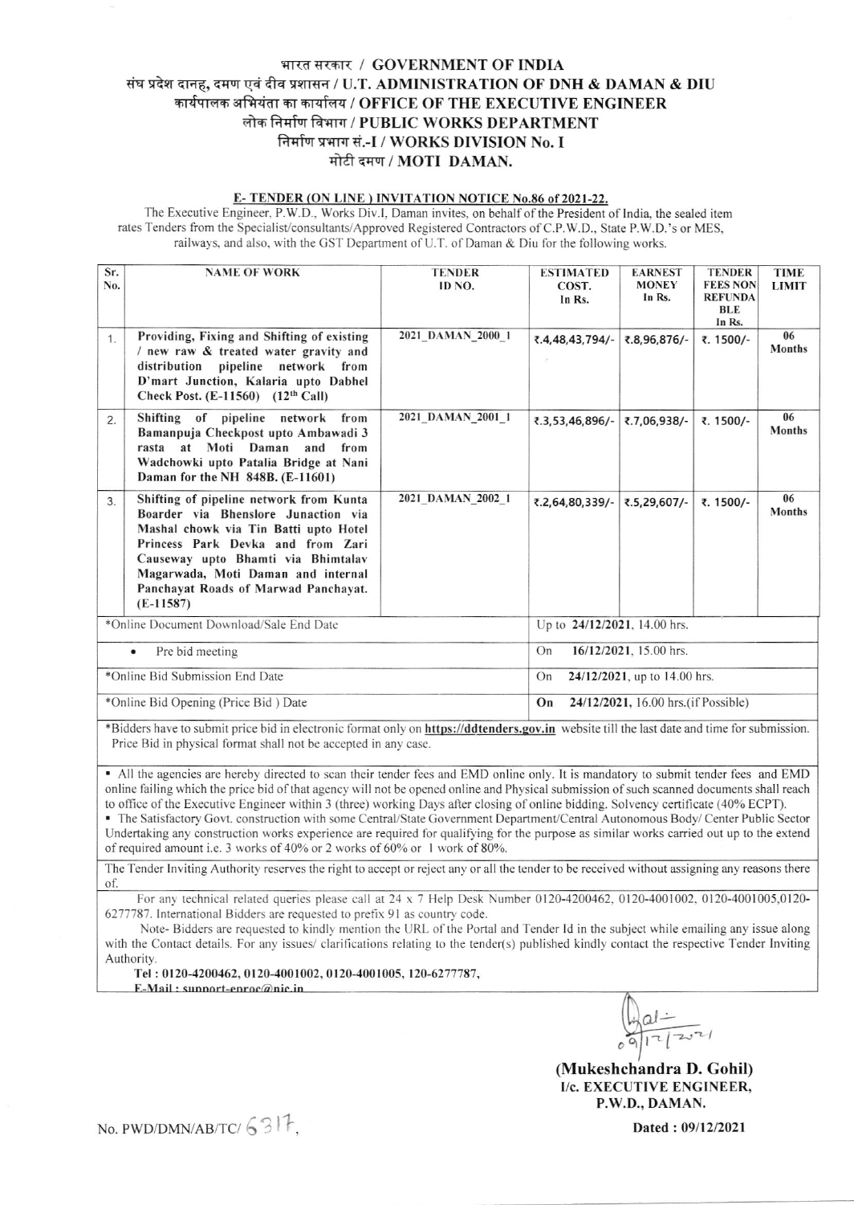# भारत सरकार / GOVERNMENT OF INDIA
## संघ प्रदेश दानह, दमण एवं दीव प्रशासन / U.T. ADMINISTRATION OF DNH & DAMAN & DIU
## कार्यपालक अभियंता का कार्यालय / OFFICE OF THE EXECUTIVE ENGINEER
## लोक निर्माण विभाग / PUBLIC WORKS DEPARTMENT
## निर्माण प्रभाग सं.-I / WORKS DIVISION No. I
## मोटी दमण / MOTI DAMAN.

### E- TENDER (ON LINE ) INVITATION NOTICE No.86 of 2021-22.

The Executive Engineer, P.W.D., Works Div.I, Daman invites, on behalf of the President of India, the sealed item rates Tenders from the Specialist/consultants/Approved Registered Contractors of C.P.W.D., State P.W.D.'s or MES, railways, and also, with the GST Department of U.T. of Daman & Diu for the following works.

| Sr. No. | NAME OF WORK | TENDER ID NO. | ESTIMATED COST. In Rs. | EARNEST MONEY In Rs. | TENDER FEES NON REFUNDABLE In Rs. | TIME LIMIT |
|---|---|---|---|---|---|---|
| 1. | **Providing, Fixing and Shifting of existing / new raw & treated water gravity and distribution pipeline network from D'mart Junction, Kalaria upto Dabhel Check Post. (E-11560) (12th Call)** | 2021_DAMAN_2000_1 | ₹.4,48,43,794/- | ₹.8,96,876/- | ₹. 1500/- | 06 Months |
| 2. | **Shifting of pipeline network from Bamanpuja Checkpost upto Ambawadi 3 rasta at Moti Daman and from Wadchowki upto Patalia Bridge at Nani Daman for the NH 848B. (E-11601)** | 2021_DAMAN_2001_1 | ₹.3,53,46,896/- | ₹.7,06,938/- | ₹. 1500/- | 06 Months |
| 3. | **Shifting of pipeline network from Kunta Boarder via Bhenslore Junaction via Mashal chowk via Tin Batti upto Hotel Princess Park Devka and from Zari Causeway upto Bhamti via Bhimtalav Magarwada, Moti Daman and internal Panchayat Roads of Marwad Panchayat. (E-11587)** | 2021_DAMAN_2002_1 | ₹.2,64,80,339/- | ₹.5,29,607/- | ₹. 1500/- | 06 Months |

| | |
|---|---|
| *Online Document Download/Sale End Date | Up to **24/12/2021**, 14.00 hrs. |
| • Pre bid meeting | On **16/12/2021**, 15.00 hrs. |
| *Online Bid Submission End Date | On **24/12/2021**, up to 14.00 hrs. |
| *Online Bid Opening (Price Bid ) Date | **On 24/12/2021**, 16.00 hrs.(if Possible) |

*Bidders have to submit price bid in electronic format only on **https://ddtenders.gov.in** website till the last date and time for submission. Price Bid in physical format shall not be accepted in any case.

- All the agencies are hereby directed to scan their tender fees and EMD online only. It is mandatory to submit tender fees and EMD online failing which the price bid of that agency will not be opened online and Physical submission of such scanned documents shall reach to office of the Executive Engineer within 3 (three) working Days after closing of online bidding. Solvency certificate (40% ECPT).
- The Satisfactory Govt. construction with some Central/State Government Department/Central Autonomous Body/ Center Public Sector Undertaking any construction works experience are required for qualifying for the purpose as similar works carried out up to the extend of required amount i.e. 3 works of 40% or 2 works of 60% or 1 work of 80%.

The Tender Inviting Authority reserves the right to accept or reject any or all the tender to be received without assigning any reasons there of.

For any technical related queries please call at 24 x 7 Help Desk Number 0120-4200462, 0120-4001002, 0120-4001005,0120-6277787. International Bidders are requested to prefix 91 as country code.

Note- Bidders are requested to kindly mention the URL of the Portal and Tender Id in the subject while emailing any issue along with the Contact details. For any issues/ clarifications relating to the tender(s) published kindly contact the respective Tender Inviting Authority.

**Tel : 0120-4200462, 0120-4001002, 0120-4001005, 120-6277787,**
**E-Mail : support-eproc@nic.in**

09/12/2021

**(Mukeshchandra D. Gohil)**
**I/c. EXECUTIVE ENGINEER,**
**P.W.D., DAMAN.**

No. PWD/DMN/AB/TC/ 6317,

**Dated : 09/12/2021**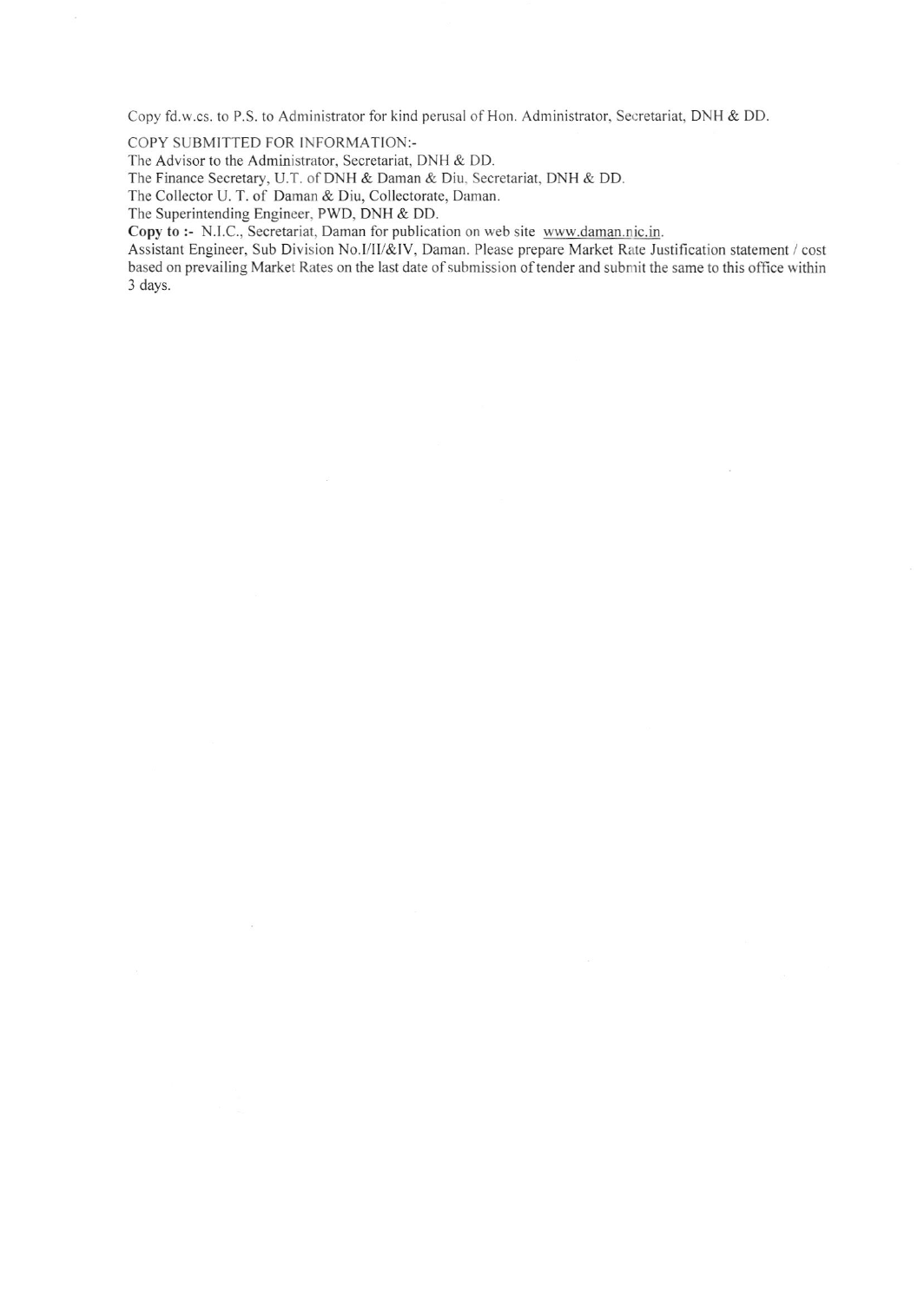Copy fd.w.cs. to P.S. to Administrator for kind perusal of Hon. Administrator, Secretariat, DNH & DD.

COPY SUBMITTED FOR INFORMATION:-

The Advisor to the Administrator, Secretariat, DNH & DD.

The Finance Secretary, U.T. of DNH & Daman & Diu, Secretariat, DNH & DD.

The Collector U. T. of Daman & Diu, Collectorate, Daman.

The Superintending Engineer, PWD, DNH & DD.

**Copy to :-** N.I.C., Secretariat, Daman for publication on web site www.daman.nic.in.

Assistant Engineer, Sub Division No.I/II/&IV, Daman. Please prepare Market Rate Justification statement / cost based on prevailing Market Rates on the last date of submission of tender and submit the same to this office within 3 days.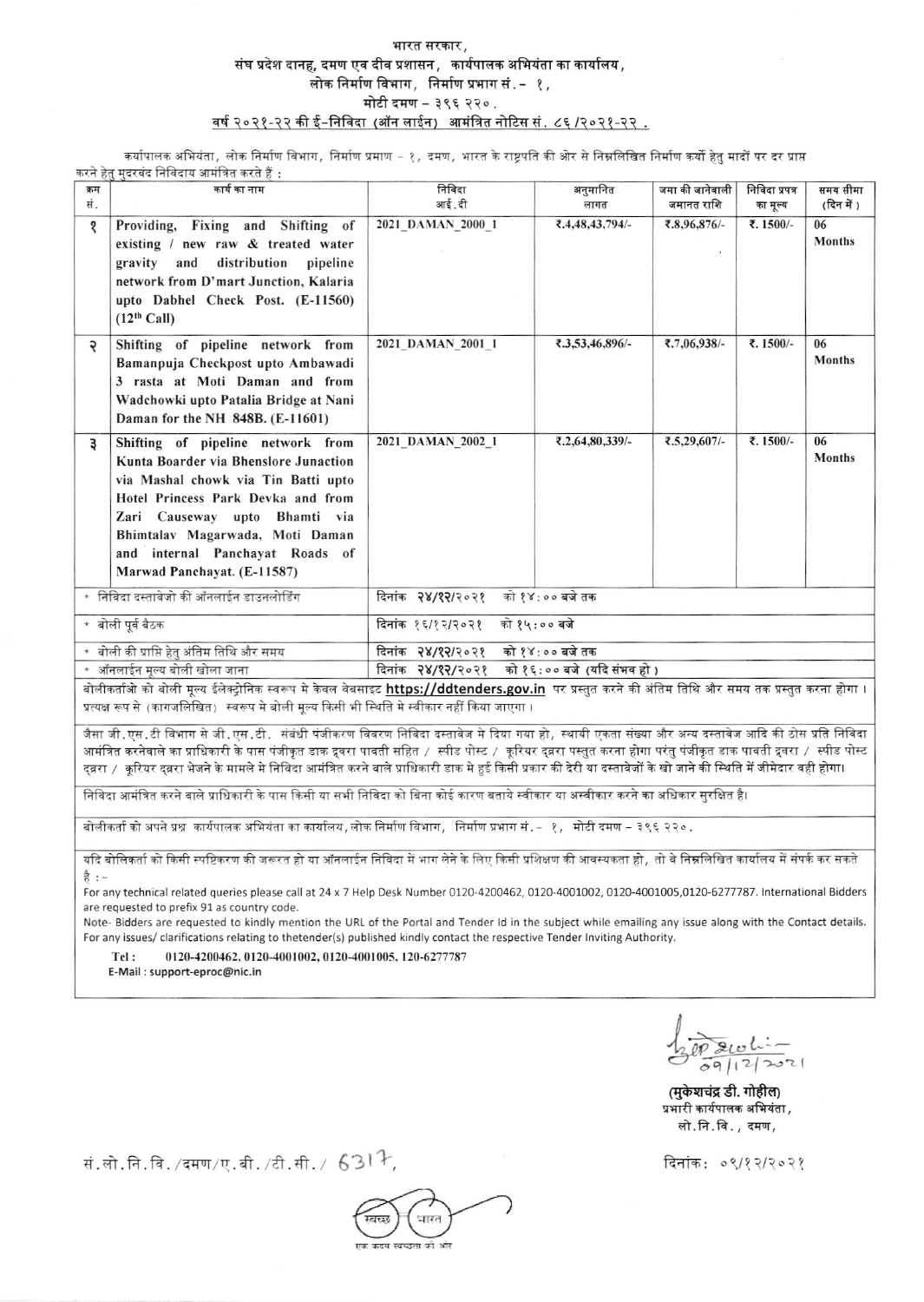भारत सरकार,

संघ प्रदेश दानह, दमण एव दीव प्रशासन, कार्यपालक अभियंता का कार्यालय,

लोक निर्माण विभाग, निर्माण प्रभाग सं. - १,

मोटी दमण – ३९६ २२०.

**वर्ष २०२१-२२ की ई-निविदा (ऑन लाईन) आमंत्रित नोटिस सं. ८६/२०२१-२२ .**

कर्यापालक अभियंता, लोक निर्माण विभाग, निर्माण प्रमाण – १, दमण, भारत के राष्ट्रपति की ओर से निम्नलिखित निर्माण कर्यो हेतु मादों पर दर प्राप्त करने हेतु मुदरबंद निविदाय आमंत्रित करते हैं :

| क्रम सं. | कार्य का नाम | निविदा आई.डी | अनुमानित लागत | जमा की जानेवाली जमानत राशि | निविदा प्रपत्र का मूल्य | समय सीमा (दिन में ) |
|---|---|---|---|---|---|---|
| १ | **Providing, Fixing and Shifting of existing / new raw & treated water gravity and distribution pipeline network from D'mart Junction, Kalaria upto Dabhel Check Post. (E-11560) (12th Call)** | 2021_DAMAN_2000_1 | ₹.4,48,43,794/- | ₹.8,96,876/- | ₹. 1500/- | 06 Months |
| २ | **Shifting of pipeline network from Bamanpuja Checkpost upto Ambawadi 3 rasta at Moti Daman and from Wadchowki upto Patalia Bridge at Nani Daman for the NH 848B. (E-11601)** | 2021_DAMAN_2001_1 | ₹.3,53,46,896/- | ₹.7,06,938/- | ₹. 1500/- | 06 Months |
| ३ | **Shifting of pipeline network from Kunta Boarder via Bhenslore Junaction via Mashal chowk via Tin Batti upto Hotel Princess Park Devka and from Zari Causeway upto Bhamti via Bhimtalav Magarwada, Moti Daman and internal Panchayat Roads of Marwad Panchayat. (E-11587)** | 2021_DAMAN_2002_1 | ₹.2,64,80,339/- | ₹.5,29,607/- | ₹. 1500/- | 06 Months |

| | |
|---|---|
| * निविदा दस्तावेजो की ऑनलाईन डाउनलोडिंग | दिनांक २४/१२/२०२१ को १४:०० बजे तक |
| * बोली पूर्व बैठक | दिनांक १६/१२/२०२१ को १५:०० बजे |
| * बोली की प्राप्ति हेतु अंतिम तिथि और समय | दिनांक २४/१२/२०२१ को १४:०० बजे तक |
| * ऑनलाईन मूल्य बोली खोला जाना | दिनांक २४/१२/२०२१ को १६:०० बजे (यदि संभव हो ) |

बोलीकर्ताओ को बोली मूल्य ईलेक्ट्रोनिक स्वरूप मे केवल वेबसाइट **https://ddtenders.gov.in** पर प्रस्तुत करने की अंतिम तिथि और समय तक प्रस्तुत करना होगा। प्रत्यक्ष रूप से (कागजलिखित) स्वरूप मे बोली मूल्य किसी भी स्थिति मे स्वीकार नहीं किया जाएगा।

जैसा जी.एस.टी विभाग से जी.एस.टी. संबंधी पंजीकरण विवरण निविदा दस्तावेज मे दिया गया हो, स्थायी एकता संख्या और अन्य दस्तावेज आदि की ठोस प्रति निविदा आमंत्रित करनेवाले का प्राधिकारी के पास पंजीकृत डाक द्वरा पावती सहित / स्पीड पोस्ट / कूरियर द्वरा पस्तुत करना होगा परंतु पंजीकृत डाक पावती द्वरा / स्पीड पोस्ट द्वरा / कूरियर द्वरा भेजने के मामले मे निविदा आमंत्रित करने वाले प्राधिकारी डाक मे हुई किसी प्रकार की देरी या दस्तावेजों के खो जाने की स्थिति में जीमेदार वही होगा।

निविदा आमंत्रित करने वाले प्राधिकारी के पास किसी या सभी निविदा को बिना कोई कारण बताये स्वीकार या अस्वीकार करने का अधिकार सुरक्षित है।

बोलीकर्ता को अपने प्रश्न कार्यपालक अभियंता का कार्यालय, लोक निर्माण विभाग, निर्माण प्रभाग सं. - १, मोटी दमण – ३९६ २२०.

यदि बोलिकर्ता को किसी स्पष्टिकरण की जरूरत हो या ऑनलाईन निविदा में भाग लेने के लिए किसी प्रशिक्षण की आवस्यकता हो, तो वे निम्नलिखित कार्यालय में संपर्क कर सकते है :-

For any technical related queries please call at 24 x 7 Help Desk Number 0120-4200462, 0120-4001002, 0120-4001005,0120-6277787. International Bidders are requested to prefix 91 as country code.

Note- Bidders are requested to kindly mention the URL of the Portal and Tender Id in the subject while emailing any issue along with the Contact details. For any issues/ clarifications relating to thetender(s) published kindly contact the respective Tender Inviting Authority.

Tel : 0120-4200462, 0120-4001002, 0120-4001005, 120-6277787

E-Mail : support-eproc@nic.in

09/12/2021

**(मुकेशचंद्र डी. गोहील)**

प्रभारी कार्यपालक अभियंता,

लो.नि.वि., दमण,

सं.लो.नि.वि./दमण/ए.बी./टी.सी./ 6317,

दिनांक: ०९/१२/२०२१

स्वच्छ भारत

एक कदम स्वच्छता की ओर